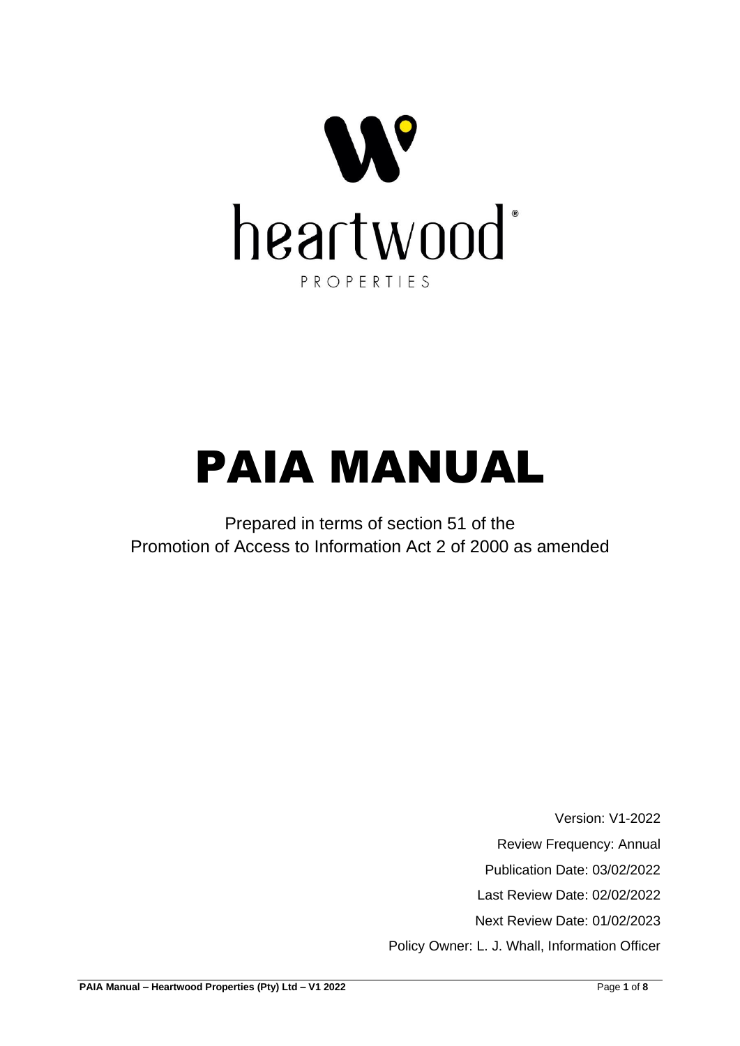heartwood®

PROPERTIES

# PAIA MANUAL

Prepared in terms of section 51 of the Promotion of Access to Information Act 2 of 2000 as amended

Version: V1-2022

Review Frequency: Annual

Publication Date: 03/02/2022

Last Review Date: 02/02/2022

Next Review Date: 01/02/2023

Policy Owner: L. J. Whall, Information Officer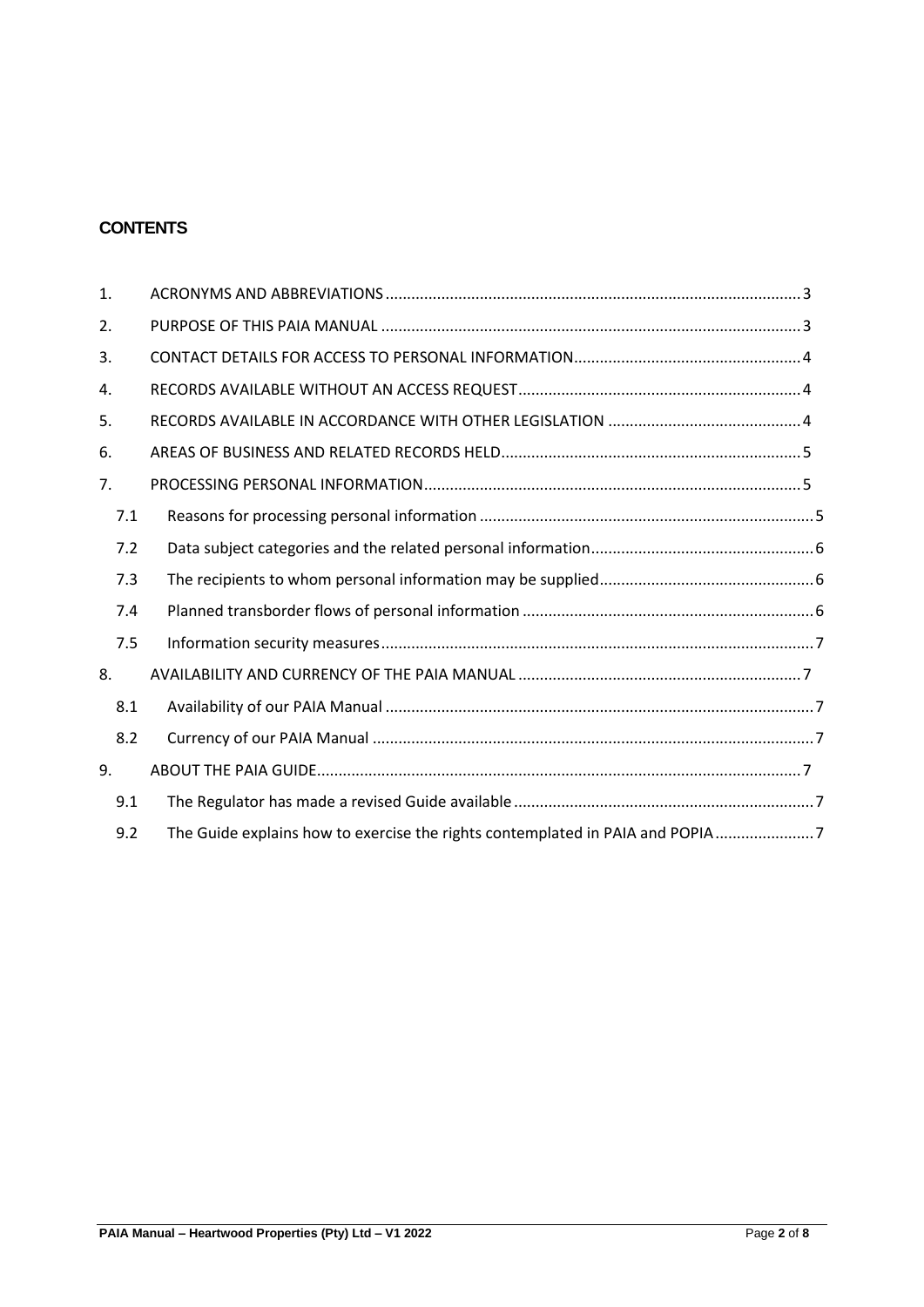**CONTENTS**

1. ACRONYMS AND ABBREVIATIONS .......... 3
2. PURPOSE OF THIS PAIA MANUAL .......... 3
3. CONTACT DETAILS FOR ACCESS TO PERSONAL INFORMATION .......... 4
4. RECORDS AVAILABLE WITHOUT AN ACCESS REQUEST .......... 4
5. RECORDS AVAILABLE IN ACCORDANCE WITH OTHER LEGISLATION .......... 4
6. AREAS OF BUSINESS AND RELATED RECORDS HELD .......... 5
7. PROCESSING PERSONAL INFORMATION .......... 5
   - 7.1 Reasons for processing personal information .......... 5
   - 7.2 Data subject categories and the related personal information .......... 6
   - 7.3 The recipients to whom personal information may be supplied .......... 6
   - 7.4 Planned transborder flows of personal information .......... 6
   - 7.5 Information security measures .......... 7
8. AVAILABILITY AND CURRENCY OF THE PAIA MANUAL .......... 7
   - 8.1 Availability of our PAIA Manual .......... 7
   - 8.2 Currency of our PAIA Manual .......... 7
9. ABOUT THE PAIA GUIDE .......... 7
   - 9.1 The Regulator has made a revised Guide available .......... 7
   - 9.2 The Guide explains how to exercise the rights contemplated in PAIA and POPIA .......... 7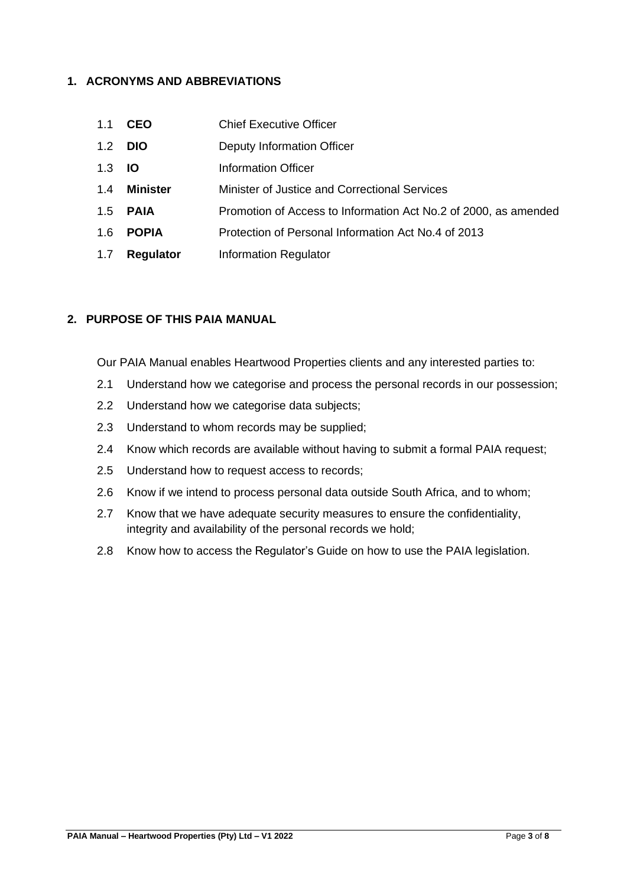## 1. ACRONYMS AND ABBREVIATIONS

| | | |
|---|---|---|
| 1.1 | **CEO** | Chief Executive Officer |
| 1.2 | **DIO** | Deputy Information Officer |
| 1.3 | **IO** | Information Officer |
| 1.4 | **Minister** | Minister of Justice and Correctional Services |
| 1.5 | **PAIA** | Promotion of Access to Information Act No.2 of 2000, as amended |
| 1.6 | **POPIA** | Protection of Personal Information Act No.4 of 2013 |
| 1.7 | **Regulator** | Information Regulator |

## 2. PURPOSE OF THIS PAIA MANUAL

Our PAIA Manual enables Heartwood Properties clients and any interested parties to:

2.1 Understand how we categorise and process the personal records in our possession;

2.2 Understand how we categorise data subjects;

2.3 Understand to whom records may be supplied;

2.4 Know which records are available without having to submit a formal PAIA request;

2.5 Understand how to request access to records;

2.6 Know if we intend to process personal data outside South Africa, and to whom;

2.7 Know that we have adequate security measures to ensure the confidentiality, integrity and availability of the personal records we hold;

2.8 Know how to access the Regulator's Guide on how to use the PAIA legislation.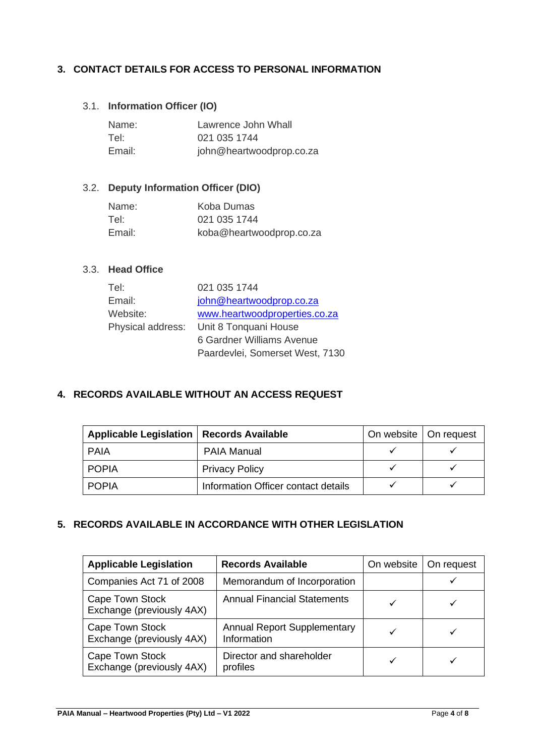## 3. CONTACT DETAILS FOR ACCESS TO PERSONAL INFORMATION

### 3.1. Information Officer (IO)

Name: Lawrence John Whall
Tel: 021 035 1744
Email: john@heartwoodprop.co.za

### 3.2. Deputy Information Officer (DIO)

Name: Koba Dumas
Tel: 021 035 1744
Email: koba@heartwoodprop.co.za

### 3.3. Head Office

Tel: 021 035 1744
Email: john@heartwoodprop.co.za
Website: www.heartwoodproperties.co.za
Physical address: Unit 8 Tonquani House
6 Gardner Williams Avenue
Paardevlei, Somerset West, 7130

## 4. RECORDS AVAILABLE WITHOUT AN ACCESS REQUEST

| Applicable Legislation | Records Available | On website | On request |
|---|---|---|---|
| PAIA | PAIA Manual | ✓ | ✓ |
| POPIA | Privacy Policy | ✓ | ✓ |
| POPIA | Information Officer contact details | ✓ | ✓ |

## 5. RECORDS AVAILABLE IN ACCORDANCE WITH OTHER LEGISLATION

| Applicable Legislation | Records Available | On website | On request |
|---|---|---|---|
| Companies Act 71 of 2008 | Memorandum of Incorporation | | ✓ |
| Cape Town Stock Exchange (previously 4AX) | Annual Financial Statements | ✓ | ✓ |
| Cape Town Stock Exchange (previously 4AX) | Annual Report Supplementary Information | ✓ | ✓ |
| Cape Town Stock Exchange (previously 4AX) | Director and shareholder profiles | ✓ | ✓ |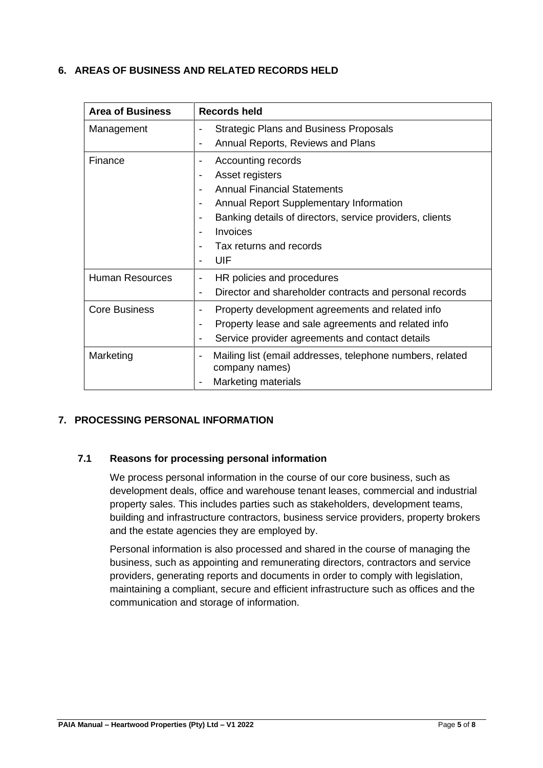## 6. AREAS OF BUSINESS AND RELATED RECORDS HELD

| Area of Business | Records held |
|---|---|
| Management | - Strategic Plans and Business Proposals<br>- Annual Reports, Reviews and Plans |
| Finance | - Accounting records<br>- Asset registers<br>- Annual Financial Statements<br>- Annual Report Supplementary Information<br>- Banking details of directors, service providers, clients<br>- Invoices<br>- Tax returns and records<br>- UIF |
| Human Resources | - HR policies and procedures<br>- Director and shareholder contracts and personal records |
| Core Business | - Property development agreements and related info<br>- Property lease and sale agreements and related info<br>- Service provider agreements and contact details |
| Marketing | - Mailing list (email addresses, telephone numbers, related company names)<br>- Marketing materials |

## 7. PROCESSING PERSONAL INFORMATION

### 7.1 Reasons for processing personal information

We process personal information in the course of our core business, such as development deals, office and warehouse tenant leases, commercial and industrial property sales. This includes parties such as stakeholders, development teams, building and infrastructure contractors, business service providers, property brokers and the estate agencies they are employed by.

Personal information is also processed and shared in the course of managing the business, such as appointing and remunerating directors, contractors and service providers, generating reports and documents in order to comply with legislation, maintaining a compliant, secure and efficient infrastructure such as offices and the communication and storage of information.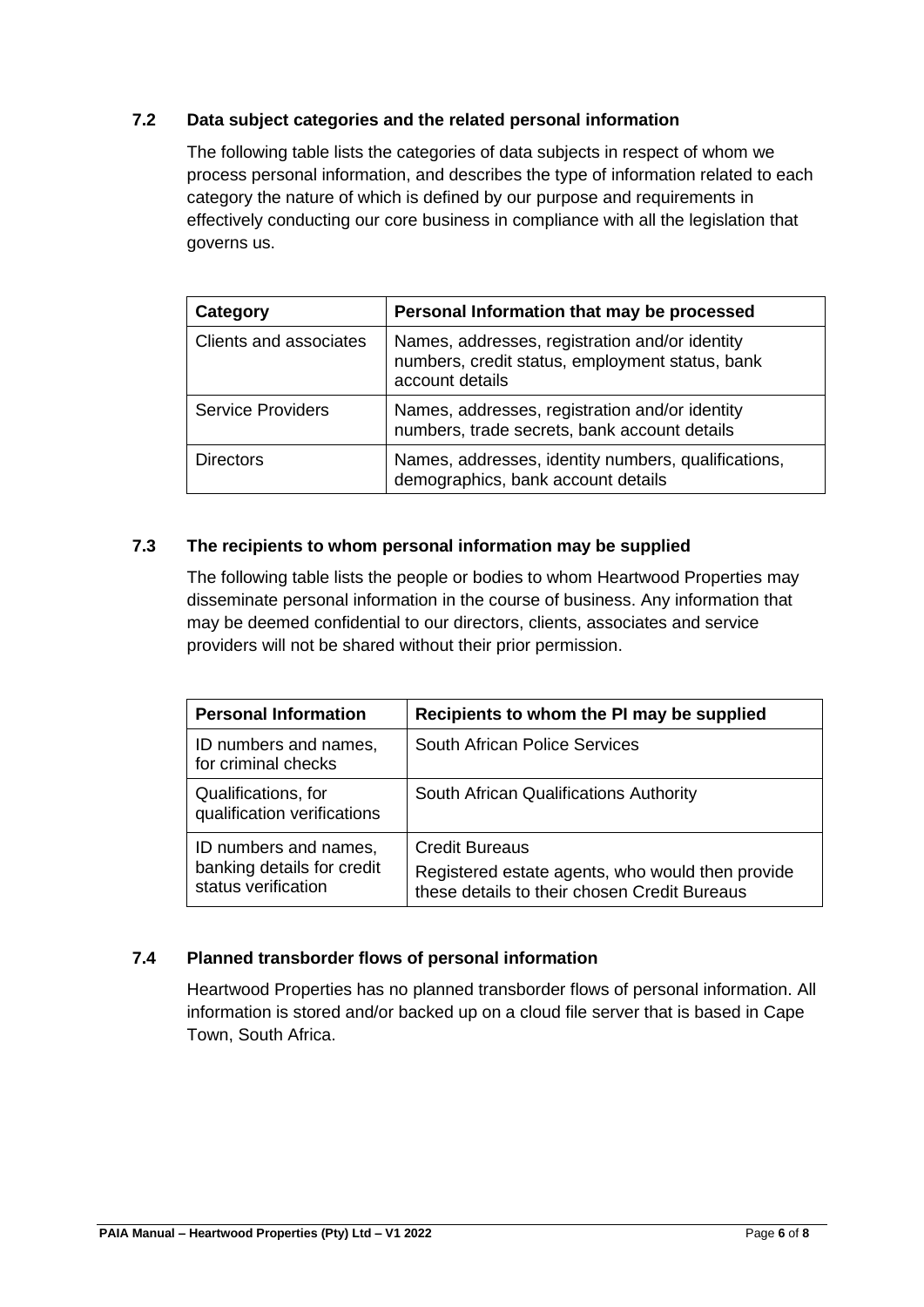### 7.2 Data subject categories and the related personal information

The following table lists the categories of data subjects in respect of whom we process personal information, and describes the type of information related to each category the nature of which is defined by our purpose and requirements in effectively conducting our core business in compliance with all the legislation that governs us.

| Category | Personal Information that may be processed |
| --- | --- |
| Clients and associates | Names, addresses, registration and/or identity numbers, credit status, employment status, bank account details |
| Service Providers | Names, addresses, registration and/or identity numbers, trade secrets, bank account details |
| Directors | Names, addresses, identity numbers, qualifications, demographics, bank account details |

### 7.3 The recipients to whom personal information may be supplied

The following table lists the people or bodies to whom Heartwood Properties may disseminate personal information in the course of business. Any information that may be deemed confidential to our directors, clients, associates and service providers will not be shared without their prior permission.

| Personal Information | Recipients to whom the PI may be supplied |
| --- | --- |
| ID numbers and names, for criminal checks | South African Police Services |
| Qualifications, for qualification verifications | South African Qualifications Authority |
| ID numbers and names, banking details for credit status verification | Credit Bureaus<br>Registered estate agents, who would then provide these details to their chosen Credit Bureaus |

### 7.4 Planned transborder flows of personal information

Heartwood Properties has no planned transborder flows of personal information. All information is stored and/or backed up on a cloud file server that is based in Cape Town, South Africa.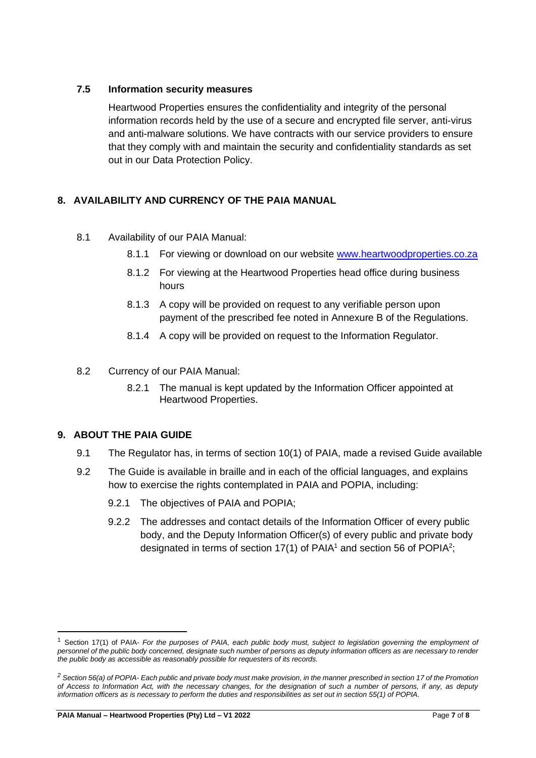### 7.5 Information security measures

Heartwood Properties ensures the confidentiality and integrity of the personal information records held by the use of a secure and encrypted file server, anti-virus and anti-malware solutions. We have contracts with our service providers to ensure that they comply with and maintain the security and confidentiality standards as set out in our Data Protection Policy.

## 8. AVAILABILITY AND CURRENCY OF THE PAIA MANUAL

8.1 Availability of our PAIA Manual:

8.1.1 For viewing or download on our website [www.heartwoodproperties.co.za](http://www.heartwoodproperties.co.za)

8.1.2 For viewing at the Heartwood Properties head office during business hours

8.1.3 A copy will be provided on request to any verifiable person upon payment of the prescribed fee noted in Annexure B of the Regulations.

8.1.4 A copy will be provided on request to the Information Regulator.

8.2 Currency of our PAIA Manual:

8.2.1 The manual is kept updated by the Information Officer appointed at Heartwood Properties.

## 9. ABOUT THE PAIA GUIDE

9.1 The Regulator has, in terms of section 10(1) of PAIA, made a revised Guide available

9.2 The Guide is available in braille and in each of the official languages, and explains how to exercise the rights contemplated in PAIA and POPIA, including:

9.2.1 The objectives of PAIA and POPIA;

9.2.2 The addresses and contact details of the Information Officer of every public body, and the Deputy Information Officer(s) of every public and private body designated in terms of section 17(1) of PAIA[1] and section 56 of POPIA[2];

---

[1] Section 17(1) of PAIA- *For the purposes of PAIA, each public body must, subject to legislation governing the employment of personnel of the public body concerned, designate such number of persons as deputy information officers as are necessary to render the public body as accessible as reasonably possible for requesters of its records.*

[2] *Section 56(a) of POPIA- Each public and private body must make provision, in the manner prescribed in section 17 of the Promotion of Access to Information Act, with the necessary changes, for the designation of such a number of persons, if any, as deputy information officers as is necessary to perform the duties and responsibilities as set out in section 55(1) of POPIA.*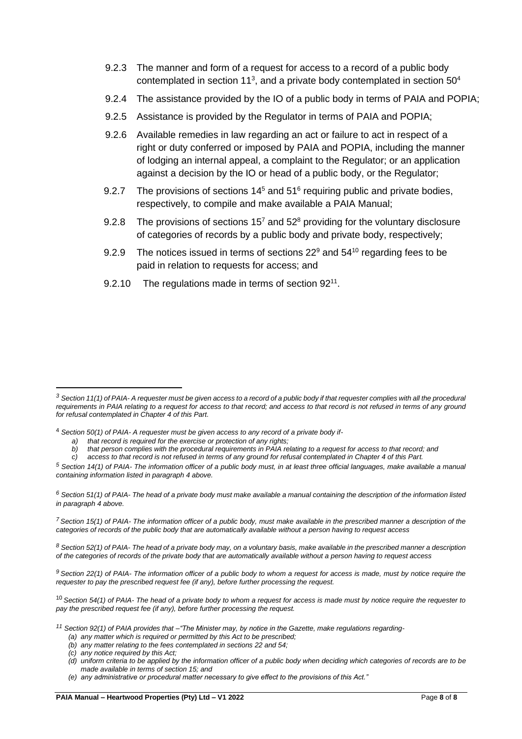9.2.3 The manner and form of a request for access to a record of a public body contemplated in section 11[3], and a private body contemplated in section 50[4]

9.2.4 The assistance provided by the IO of a public body in terms of PAIA and POPIA;

9.2.5 Assistance is provided by the Regulator in terms of PAIA and POPIA;

9.2.6 Available remedies in law regarding an act or failure to act in respect of a right or duty conferred or imposed by PAIA and POPIA, including the manner of lodging an internal appeal, a complaint to the Regulator; or an application against a decision by the IO or head of a public body, or the Regulator;

9.2.7 The provisions of sections 14[5] and 51[6] requiring public and private bodies, respectively, to compile and make available a PAIA Manual;

9.2.8 The provisions of sections 15[7] and 52[8] providing for the voluntary disclosure of categories of records by a public body and private body, respectively;

9.2.9 The notices issued in terms of sections 22[9] and 54[10] regarding fees to be paid in relation to requests for access; and

9.2.10 The regulations made in terms of section 92[11].

---

[3] *Section 11(1) of PAIA- A requester must be given access to a record of a public body if that requester complies with all the procedural requirements in PAIA relating to a request for access to that record; and access to that record is not refused in terms of any ground for refusal contemplated in Chapter 4 of this Part.*

[4] *Section 50(1) of PAIA- A requester must be given access to any record of a private body if-*

*a) that record is required for the exercise or protection of any rights;*
*b) that person complies with the procedural requirements in PAIA relating to a request for access to that record; and*
*c) access to that record is not refused in terms of any ground for refusal contemplated in Chapter 4 of this Part.*

[5] *Section 14(1) of PAIA- The information officer of a public body must, in at least three official languages, make available a manual containing information listed in paragraph 4 above.*

[6] *Section 51(1) of PAIA- The head of a private body must make available a manual containing the description of the information listed in paragraph 4 above.*

[7] *Section 15(1) of PAIA- The information officer of a public body, must make available in the prescribed manner a description of the categories of records of the public body that are automatically available without a person having to request access*

[8] *Section 52(1) of PAIA- The head of a private body may, on a voluntary basis, make available in the prescribed manner a description of the categories of records of the private body that are automatically available without a person having to request access*

[9] *Section 22(1) of PAIA- The information officer of a public body to whom a request for access is made, must by notice require the requester to pay the prescribed request fee (if any), before further processing the request.*

[10] *Section 54(1) of PAIA- The head of a private body to whom a request for access is made must by notice require the requester to pay the prescribed request fee (if any), before further processing the request.*

[11] *Section 92(1) of PAIA provides that –"The Minister may, by notice in the Gazette, make regulations regarding-*

*(a) any matter which is required or permitted by this Act to be prescribed;*
*(b) any matter relating to the fees contemplated in sections 22 and 54;*
*(c) any notice required by this Act;*
*(d) uniform criteria to be applied by the information officer of a public body when deciding which categories of records are to be made available in terms of section 15; and*
*(e) any administrative or procedural matter necessary to give effect to the provisions of this Act."*